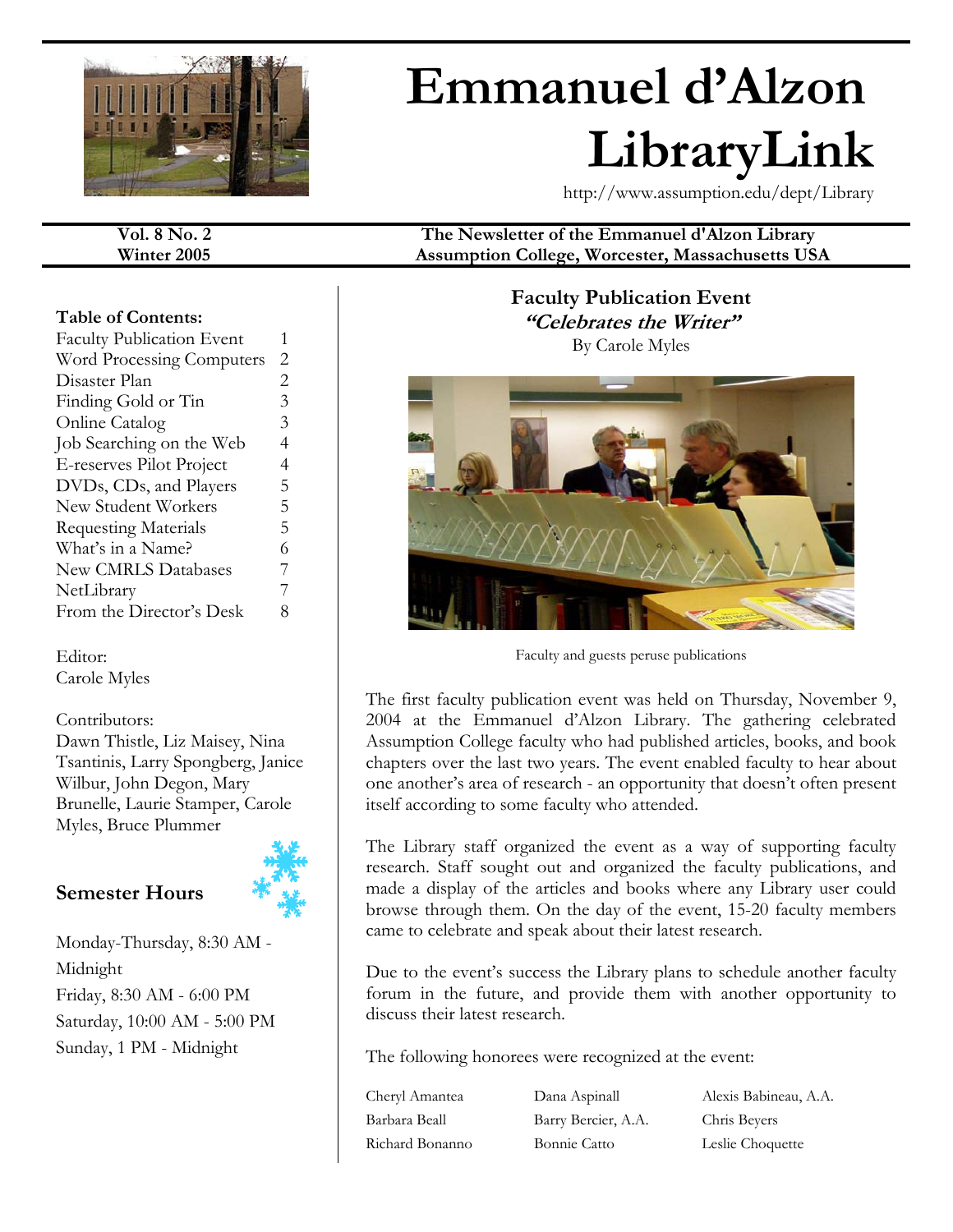# Emmanuel d'Alzon LibraryLink

http://www.assumption.edu/dept/Library

**Vol. 8 No. 2**
**Winter 2005**

**The Newsletter of the Emmanuel d'Alzon Library**
**Assumption College, Worcester, Massachusetts USA**

**Table of Contents:**

| | |
|---|---|
| Faculty Publication Event | 1 |
| Word Processing Computers | 2 |
| Disaster Plan | 2 |
| Finding Gold or Tin | 3 |
| Online Catalog | 3 |
| Job Searching on the Web | 4 |
| E-reserves Pilot Project | 4 |
| DVDs, CDs, and Players | 5 |
| New Student Workers | 5 |
| Requesting Materials | 5 |
| What's in a Name? | 6 |
| New CMRLS Databases | 7 |
| NetLibrary | 7 |
| From the Director's Desk | 8 |

Editor:
Carole Myles

Contributors:
Dawn Thistle, Liz Maisey, Nina Tsantinis, Larry Spongberg, Janice Wilbur, John Degon, Mary Brunelle, Laurie Stamper, Carole Myles, Bruce Plummer

### Semester Hours

Monday-Thursday, 8:30 AM - Midnight
Friday, 8:30 AM - 6:00 PM
Saturday, 10:00 AM - 5:00 PM
Sunday, 1 PM - Midnight

## Faculty Publication Event
### *"Celebrates the Writer"*

By Carole Myles

Faculty and guests peruse publications

The first faculty publication event was held on Thursday, November 9, 2004 at the Emmanuel d'Alzon Library. The gathering celebrated Assumption College faculty who had published articles, books, and book chapters over the last two years. The event enabled faculty to hear about one another's area of research - an opportunity that doesn't often present itself according to some faculty who attended.

The Library staff organized the event as a way of supporting faculty research. Staff sought out and organized the faculty publications, and made a display of the articles and books where any Library user could browse through them. On the day of the event, 15-20 faculty members came to celebrate and speak about their latest research.

Due to the event's success the Library plans to schedule another faculty forum in the future, and provide them with another opportunity to discuss their latest research.

The following honorees were recognized at the event:

| | | |
|---|---|---|
| Cheryl Amantea | Dana Aspinall | Alexis Babineau, A.A. |
| Barbara Beall | Barry Bercier, A.A. | Chris Beyers |
| Richard Bonanno | Bonnie Catto | Leslie Choquette |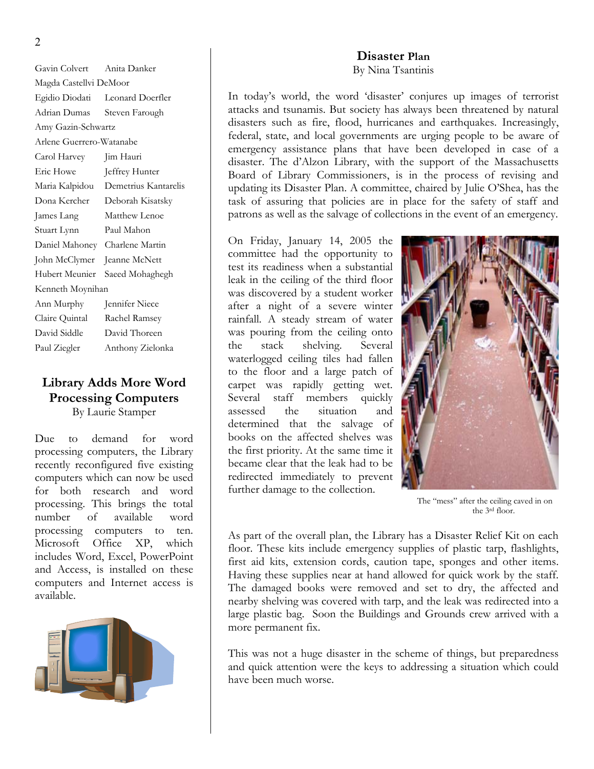Gavin Colvert Anita Danker
Magda Castellvi DeMoor
Egidio Diodati Leonard Doerfler
Adrian Dumas Steven Farough
Amy Gazin-Schwartz
Arlene Guerrero-Watanabe
Carol Harvey Jim Hauri
Eric Howe Jeffrey Hunter
Maria Kalpidou Demetrius Kantarelis
Dona Kercher Deborah Kisatsky
James Lang Matthew Lenoe
Stuart Lynn Paul Mahon
Daniel Mahoney Charlene Martin
John McClymer Jeanne McNett
Hubert Meunier Saeed Mohaghegh
Kenneth Moynihan
Ann Murphy Jennifer Niece
Claire Quintal Rachel Ramsey
David Siddle David Thoreen
Paul Ziegler Anthony Zielonka

## Library Adds More Word Processing Computers

By Laurie Stamper

Due to demand for word processing computers, the Library recently reconfigured five existing computers which can now be used for both research and word processing. This brings the total number of available word processing computers to ten. Microsoft Office XP, which includes Word, Excel, PowerPoint and Access, is installed on these computers and Internet access is available.

## Disaster Plan

By Nina Tsantinis

In today's world, the word 'disaster' conjures up images of terrorist attacks and tsunamis. But society has always been threatened by natural disasters such as fire, flood, hurricanes and earthquakes. Increasingly, federal, state, and local governments are urging people to be aware of emergency assistance plans that have been developed in case of a disaster. The d'Alzon Library, with the support of the Massachusetts Board of Library Commissioners, is in the process of revising and updating its Disaster Plan. A committee, chaired by Julie O'Shea, has the task of assuring that policies are in place for the safety of staff and patrons as well as the salvage of collections in the event of an emergency.

On Friday, January 14, 2005 the committee had the opportunity to test its readiness when a substantial leak in the ceiling of the third floor was discovered by a student worker after a night of a severe winter rainfall. A steady stream of water was pouring from the ceiling onto the stack shelving. Several waterlogged ceiling tiles had fallen to the floor and a large patch of carpet was rapidly getting wet. Several staff members quickly assessed the situation and determined that the salvage of books on the affected shelves was the first priority. At the same time it became clear that the leak had to be redirected immediately to prevent further damage to the collection.

The "mess" after the ceiling caved in on the 3rd floor.

As part of the overall plan, the Library has a Disaster Relief Kit on each floor. These kits include emergency supplies of plastic tarp, flashlights, first aid kits, extension cords, caution tape, sponges and other items. Having these supplies near at hand allowed for quick work by the staff. The damaged books were removed and set to dry, the affected and nearby shelving was covered with tarp, and the leak was redirected into a large plastic bag. Soon the Buildings and Grounds crew arrived with a more permanent fix.

This was not a huge disaster in the scheme of things, but preparedness and quick attention were the keys to addressing a situation which could have been much worse.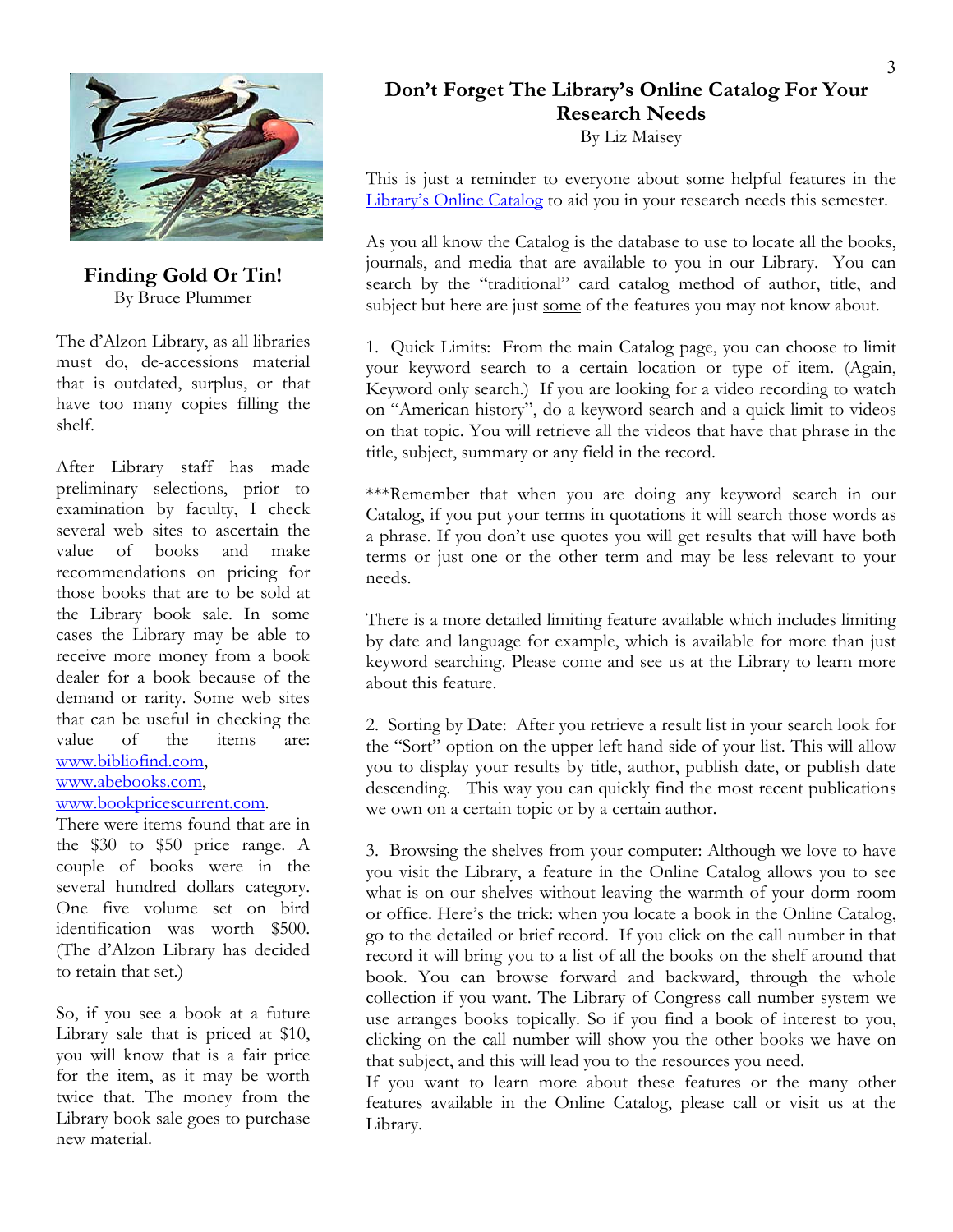## Finding Gold Or Tin!

By Bruce Plummer

The d'Alzon Library, as all libraries must do, de-accessions material that is outdated, surplus, or that have too many copies filling the shelf.

After Library staff has made preliminary selections, prior to examination by faculty, I check several web sites to ascertain the value of books and make recommendations on pricing for those books that are to be sold at the Library book sale. In some cases the Library may be able to receive more money from a book dealer for a book because of the demand or rarity. Some web sites that can be useful in checking the value of the items are: www.bibliofind.com, www.abebooks.com, www.bookpricescurrent.com. There were items found that are in the $30 to $50 price range. A couple of books were in the several hundred dollars category. One five volume set on bird identification was worth $500. (The d'Alzon Library has decided to retain that set.)

So, if you see a book at a future Library sale that is priced at $10, you will know that is a fair price for the item, as it may be worth twice that. The money from the Library book sale goes to purchase new material.

## Don't Forget The Library's Online Catalog For Your Research Needs

By Liz Maisey

This is just a reminder to everyone about some helpful features in the Library's Online Catalog to aid you in your research needs this semester.

As you all know the Catalog is the database to use to locate all the books, journals, and media that are available to you in our Library. You can search by the "traditional" card catalog method of author, title, and subject but here are just some of the features you may not know about.

1. Quick Limits: From the main Catalog page, you can choose to limit your keyword search to a certain location or type of item. (Again, Keyword only search.) If you are looking for a video recording to watch on "American history", do a keyword search and a quick limit to videos on that topic. You will retrieve all the videos that have that phrase in the title, subject, summary or any field in the record.

***Remember that when you are doing any keyword search in our Catalog, if you put your terms in quotations it will search those words as a phrase. If you don't use quotes you will get results that will have both terms or just one or the other term and may be less relevant to your needs.

There is a more detailed limiting feature available which includes limiting by date and language for example, which is available for more than just keyword searching. Please come and see us at the Library to learn more about this feature.

2. Sorting by Date: After you retrieve a result list in your search look for the "Sort" option on the upper left hand side of your list. This will allow you to display your results by title, author, publish date, or publish date descending. This way you can quickly find the most recent publications we own on a certain topic or by a certain author.

3. Browsing the shelves from your computer: Although we love to have you visit the Library, a feature in the Online Catalog allows you to see what is on our shelves without leaving the warmth of your dorm room or office. Here's the trick: when you locate a book in the Online Catalog, go to the detailed or brief record. If you click on the call number in that record it will bring you to a list of all the books on the shelf around that book. You can browse forward and backward, through the whole collection if you want. The Library of Congress call number system we use arranges books topically. So if you find a book of interest to you, clicking on the call number will show you the other books we have on that subject, and this will lead you to the resources you need.

If you want to learn more about these features or the many other features available in the Online Catalog, please call or visit us at the Library.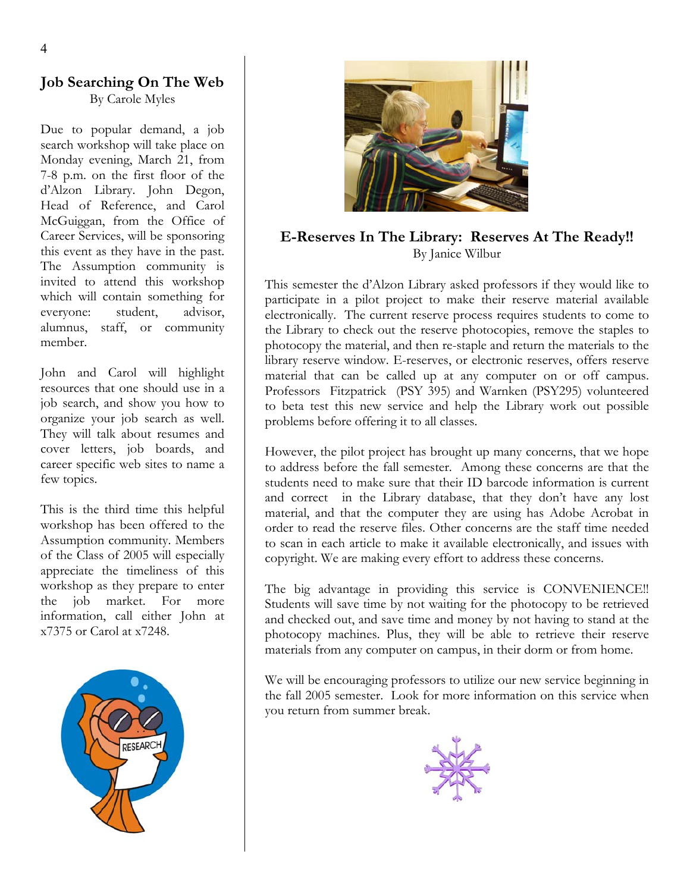## Job Searching On The Web

By Carole Myles

Due to popular demand, a job search workshop will take place on Monday evening, March 21, from 7-8 p.m. on the first floor of the d'Alzon Library. John Degon, Head of Reference, and Carol McGuiggan, from the Office of Career Services, will be sponsoring this event as they have in the past. The Assumption community is invited to attend this workshop which will contain something for everyone: student, advisor, alumnus, staff, or community member.

John and Carol will highlight resources that one should use in a job search, and show you how to organize your job search as well. They will talk about resumes and cover letters, job boards, and career specific web sites to name a few topics.

This is the third time this helpful workshop has been offered to the Assumption community. Members of the Class of 2005 will especially appreciate the timeliness of this workshop as they prepare to enter the job market. For more information, call either John at x7375 or Carol at x7248.

## E-Reserves In The Library: Reserves At The Ready!!

By Janice Wilbur

This semester the d'Alzon Library asked professors if they would like to participate in a pilot project to make their reserve material available electronically. The current reserve process requires students to come to the Library to check out the reserve photocopies, remove the staples to photocopy the material, and then re-staple and return the materials to the library reserve window. E-reserves, or electronic reserves, offers reserve material that can be called up at any computer on or off campus. Professors Fitzpatrick (PSY 395) and Warnken (PSY295) volunteered to beta test this new service and help the Library work out possible problems before offering it to all classes.

However, the pilot project has brought up many concerns, that we hope to address before the fall semester. Among these concerns are that the students need to make sure that their ID barcode information is current and correct in the Library database, that they don't have any lost material, and that the computer they are using has Adobe Acrobat in order to read the reserve files. Other concerns are the staff time needed to scan in each article to make it available electronically, and issues with copyright. We are making every effort to address these concerns.

The big advantage in providing this service is CONVENIENCE!! Students will save time by not waiting for the photocopy to be retrieved and checked out, and save time and money by not having to stand at the photocopy machines. Plus, they will be able to retrieve their reserve materials from any computer on campus, in their dorm or from home.

We will be encouraging professors to utilize our new service beginning in the fall 2005 semester. Look for more information on this service when you return from summer break.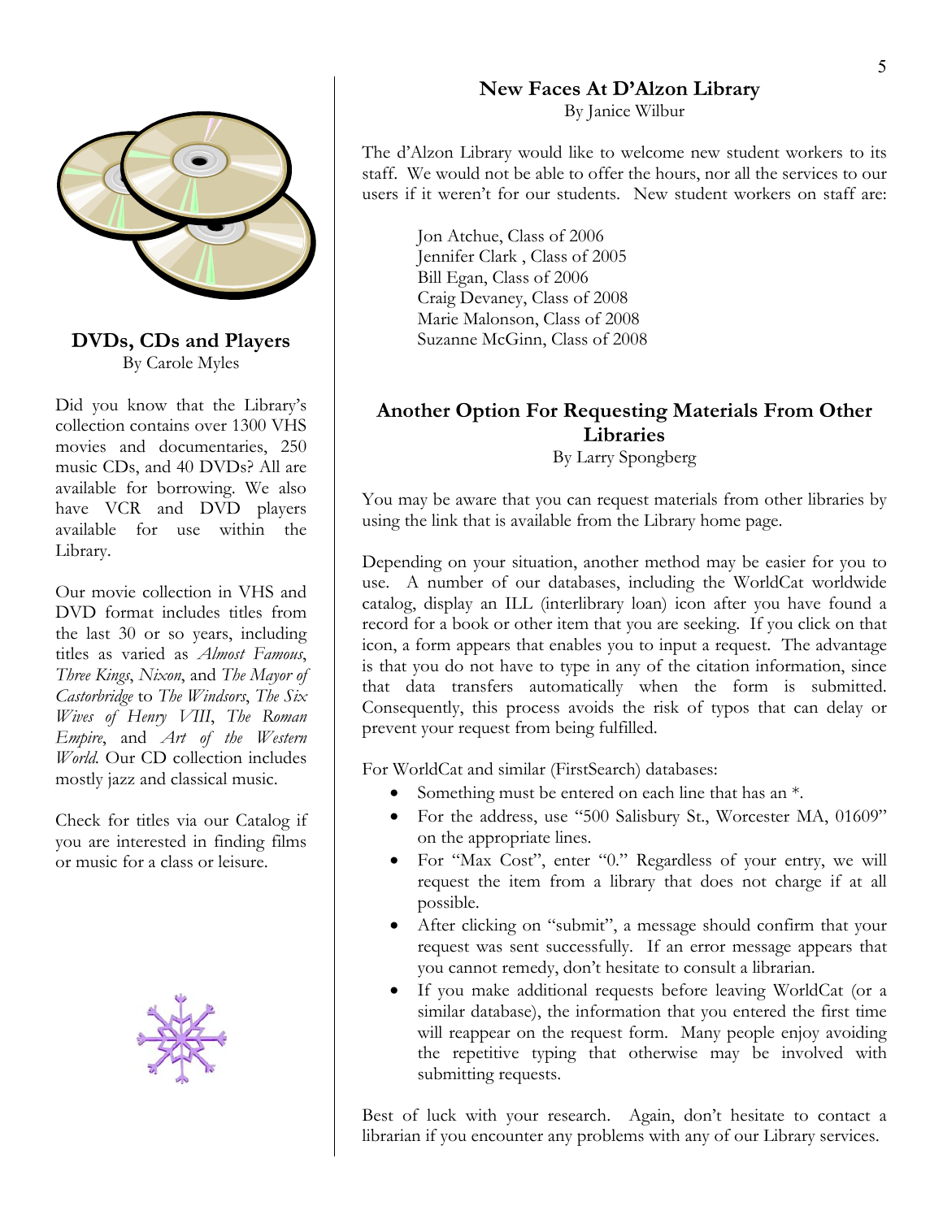## DVDs, CDs and Players

By Carole Myles

Did you know that the Library's collection contains over 1300 VHS movies and documentaries, 250 music CDs, and 40 DVDs? All are available for borrowing. We also have VCR and DVD players available for use within the Library.

Our movie collection in VHS and DVD format includes titles from the last 30 or so years, including titles as varied as *Almost Famous*, *Three Kings*, *Nixon*, and *The Mayor of Castorbridge* to *The Windsors*, *The Six Wives of Henry VIII*, *The Roman Empire*, and *Art of the Western World*. Our CD collection includes mostly jazz and classical music.

Check for titles via our Catalog if you are interested in finding films or music for a class or leisure.

## New Faces At D'Alzon Library

By Janice Wilbur

The d'Alzon Library would like to welcome new student workers to its staff. We would not be able to offer the hours, nor all the services to our users if it weren't for our students. New student workers on staff are:

Jon Atchue, Class of 2006
Jennifer Clark , Class of 2005
Bill Egan, Class of 2006
Craig Devaney, Class of 2008
Marie Malonson, Class of 2008
Suzanne McGinn, Class of 2008

## Another Option For Requesting Materials From Other Libraries

By Larry Spongberg

You may be aware that you can request materials from other libraries by using the link that is available from the Library home page.

Depending on your situation, another method may be easier for you to use. A number of our databases, including the WorldCat worldwide catalog, display an ILL (interlibrary loan) icon after you have found a record for a book or other item that you are seeking. If you click on that icon, a form appears that enables you to input a request. The advantage is that you do not have to type in any of the citation information, since that data transfers automatically when the form is submitted. Consequently, this process avoids the risk of typos that can delay or prevent your request from being fulfilled.

For WorldCat and similar (FirstSearch) databases:

- Something must be entered on each line that has an *.
- For the address, use "500 Salisbury St., Worcester MA, 01609" on the appropriate lines.
- For "Max Cost", enter "0." Regardless of your entry, we will request the item from a library that does not charge if at all possible.
- After clicking on "submit", a message should confirm that your request was sent successfully. If an error message appears that you cannot remedy, don't hesitate to consult a librarian.
- If you make additional requests before leaving WorldCat (or a similar database), the information that you entered the first time will reappear on the request form. Many people enjoy avoiding the repetitive typing that otherwise may be involved with submitting requests.

Best of luck with your research. Again, don't hesitate to contact a librarian if you encounter any problems with any of our Library services.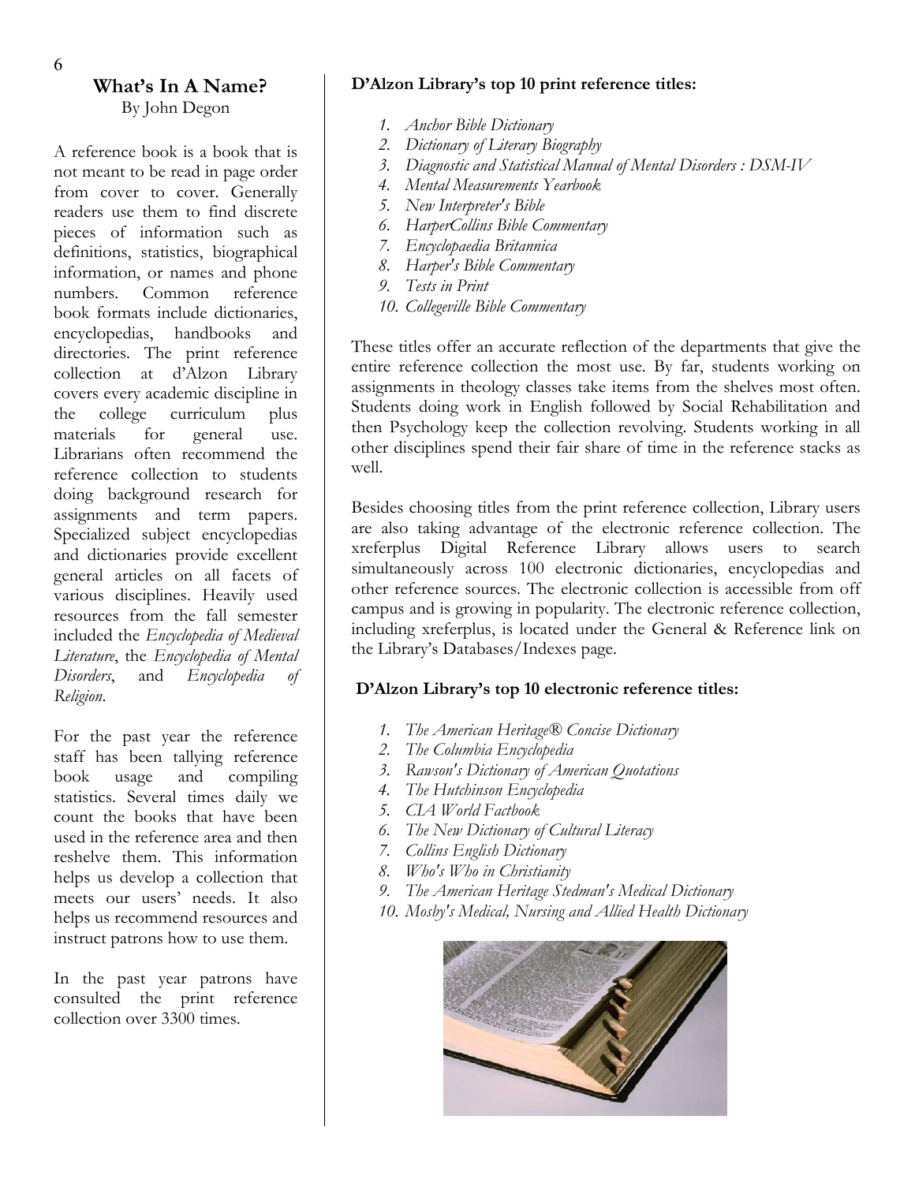## What's In A Name?

By John Degon

A reference book is a book that is not meant to be read in page order from cover to cover. Generally readers use them to find discrete pieces of information such as definitions, statistics, biographical information, or names and phone numbers. Common reference book formats include dictionaries, encyclopedias, handbooks and directories. The print reference collection at d'Alzon Library covers every academic discipline in the college curriculum plus materials for general use. Librarians often recommend the reference collection to students doing background research for assignments and term papers. Specialized subject encyclopedias and dictionaries provide excellent general articles on all facets of various disciplines. Heavily used resources from the fall semester included the *Encyclopedia of Medieval Literature*, the *Encyclopedia of Mental Disorders*, and *Encyclopedia of Religion*.

For the past year the reference staff has been tallying reference book usage and compiling statistics. Several times daily we count the books that have been used in the reference area and then reshelve them. This information helps us develop a collection that meets our users' needs. It also helps us recommend resources and instruct patrons how to use them.

In the past year patrons have consulted the print reference collection over 3300 times.

**D'Alzon Library's top 10 print reference titles:**

1. *Anchor Bible Dictionary*
2. *Dictionary of Literary Biography*
3. *Diagnostic and Statistical Manual of Mental Disorders : DSM-IV*
4. *Mental Measurements Yearbook*
5. *New Interpreter's Bible*
6. *HarperCollins Bible Commentary*
7. *Encyclopaedia Britannica*
8. *Harper's Bible Commentary*
9. *Tests in Print*
10. *Collegeville Bible Commentary*

These titles offer an accurate reflection of the departments that give the entire reference collection the most use. By far, students working on assignments in theology classes take items from the shelves most often. Students doing work in English followed by Social Rehabilitation and then Psychology keep the collection revolving. Students working in all other disciplines spend their fair share of time in the reference stacks as well.

Besides choosing titles from the print reference collection, Library users are also taking advantage of the electronic reference collection. The xreferplus Digital Reference Library allows users to search simultaneously across 100 electronic dictionaries, encyclopedias and other reference sources. The electronic collection is accessible from off campus and is growing in popularity. The electronic reference collection, including xreferplus, is located under the General & Reference link on the Library's Databases/Indexes page.

**D'Alzon Library's top 10 electronic reference titles:**

1. *The American Heritage® Concise Dictionary*
2. *The Columbia Encyclopedia*
3. *Rawson's Dictionary of American Quotations*
4. *The Hutchinson Encyclopedia*
5. *CIA World Factbook*
6. *The New Dictionary of Cultural Literacy*
7. *Collins English Dictionary*
8. *Who's Who in Christianity*
9. *The American Heritage Stedman's Medical Dictionary*
10. *Mosby's Medical, Nursing and Allied Health Dictionary*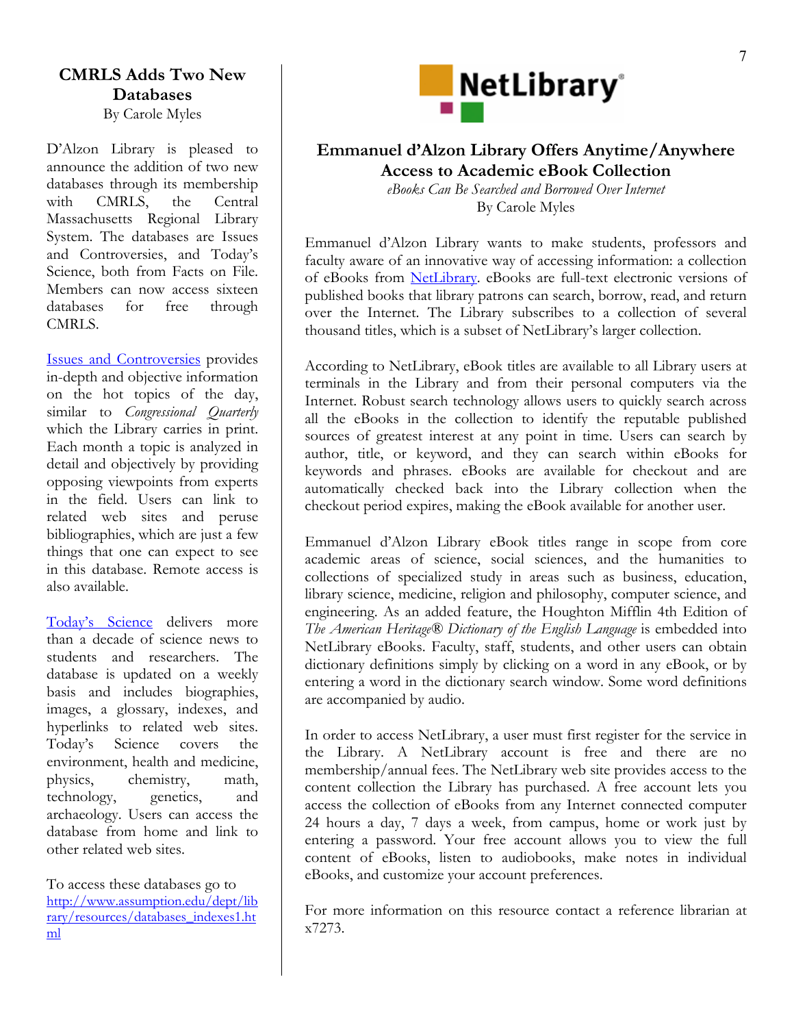## CMRLS Adds Two New Databases

By Carole Myles

D'Alzon Library is pleased to announce the addition of two new databases through its membership with CMRLS, the Central Massachusetts Regional Library System. The databases are Issues and Controversies, and Today's Science, both from Facts on File. Members can now access sixteen databases for free through CMRLS.

Issues and Controversies provides in-depth and objective information on the hot topics of the day, similar to *Congressional Quarterly* which the Library carries in print. Each month a topic is analyzed in detail and objectively by providing opposing viewpoints from experts in the field. Users can link to related web sites and peruse bibliographies, which are just a few things that one can expect to see in this database. Remote access is also available.

Today's Science delivers more than a decade of science news to students and researchers. The database is updated on a weekly basis and includes biographies, images, a glossary, indexes, and hyperlinks to related web sites. Today's Science covers the environment, health and medicine, physics, chemistry, math, technology, genetics, and archaeology. Users can access the database from home and link to other related web sites.

To access these databases go to http://www.assumption.edu/dept/library/resources/databases_indexes1.html

NetLibrary®

## Emmanuel d'Alzon Library Offers Anytime/Anywhere Access to Academic eBook Collection

*eBooks Can Be Searched and Borrowed Over Internet*

By Carole Myles

Emmanuel d'Alzon Library wants to make students, professors and faculty aware of an innovative way of accessing information: a collection of eBooks from NetLibrary. eBooks are full-text electronic versions of published books that library patrons can search, borrow, read, and return over the Internet. The Library subscribes to a collection of several thousand titles, which is a subset of NetLibrary's larger collection.

According to NetLibrary, eBook titles are available to all Library users at terminals in the Library and from their personal computers via the Internet. Robust search technology allows users to quickly search across all the eBooks in the collection to identify the reputable published sources of greatest interest at any point in time. Users can search by author, title, or keyword, and they can search within eBooks for keywords and phrases. eBooks are available for checkout and are automatically checked back into the Library collection when the checkout period expires, making the eBook available for another user.

Emmanuel d'Alzon Library eBook titles range in scope from core academic areas of science, social sciences, and the humanities to collections of specialized study in areas such as business, education, library science, medicine, religion and philosophy, computer science, and engineering. As an added feature, the Houghton Mifflin 4th Edition of *The American Heritage® Dictionary of the English Language* is embedded into NetLibrary eBooks. Faculty, staff, students, and other users can obtain dictionary definitions simply by clicking on a word in any eBook, or by entering a word in the dictionary search window. Some word definitions are accompanied by audio.

In order to access NetLibrary, a user must first register for the service in the Library. A NetLibrary account is free and there are no membership/annual fees. The NetLibrary web site provides access to the content collection the Library has purchased. A free account lets you access the collection of eBooks from any Internet connected computer 24 hours a day, 7 days a week, from campus, home or work just by entering a password. Your free account allows you to view the full content of eBooks, listen to audiobooks, make notes in individual eBooks, and customize your account preferences.

For more information on this resource contact a reference librarian at x7273.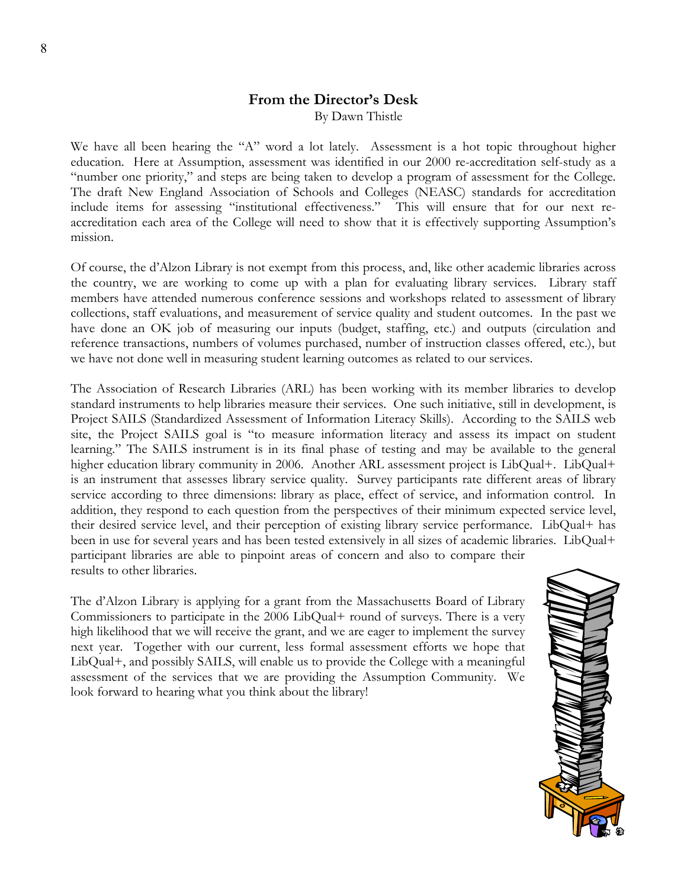## From the Director's Desk

By Dawn Thistle

We have all been hearing the "A" word a lot lately. Assessment is a hot topic throughout higher education. Here at Assumption, assessment was identified in our 2000 re-accreditation self-study as a "number one priority," and steps are being taken to develop a program of assessment for the College. The draft New England Association of Schools and Colleges (NEASC) standards for accreditation include items for assessing "institutional effectiveness." This will ensure that for our next re-accreditation each area of the College will need to show that it is effectively supporting Assumption's mission.

Of course, the d'Alzon Library is not exempt from this process, and, like other academic libraries across the country, we are working to come up with a plan for evaluating library services. Library staff members have attended numerous conference sessions and workshops related to assessment of library collections, staff evaluations, and measurement of service quality and student outcomes. In the past we have done an OK job of measuring our inputs (budget, staffing, etc.) and outputs (circulation and reference transactions, numbers of volumes purchased, number of instruction classes offered, etc.), but we have not done well in measuring student learning outcomes as related to our services.

The Association of Research Libraries (ARL) has been working with its member libraries to develop standard instruments to help libraries measure their services. One such initiative, still in development, is Project SAILS (Standardized Assessment of Information Literacy Skills). According to the SAILS web site, the Project SAILS goal is "to measure information literacy and assess its impact on student learning." The SAILS instrument is in its final phase of testing and may be available to the general higher education library community in 2006. Another ARL assessment project is LibQual+. LibQual+ is an instrument that assesses library service quality. Survey participants rate different areas of library service according to three dimensions: library as place, effect of service, and information control. In addition, they respond to each question from the perspectives of their minimum expected service level, their desired service level, and their perception of existing library service performance. LibQual+ has been in use for several years and has been tested extensively in all sizes of academic libraries. LibQual+ participant libraries are able to pinpoint areas of concern and also to compare their results to other libraries.

The d'Alzon Library is applying for a grant from the Massachusetts Board of Library Commissioners to participate in the 2006 LibQual+ round of surveys. There is a very high likelihood that we will receive the grant, and we are eager to implement the survey next year. Together with our current, less formal assessment efforts we hope that LibQual+, and possibly SAILS, will enable us to provide the College with a meaningful assessment of the services that we are providing the Assumption Community. We look forward to hearing what you think about the library!